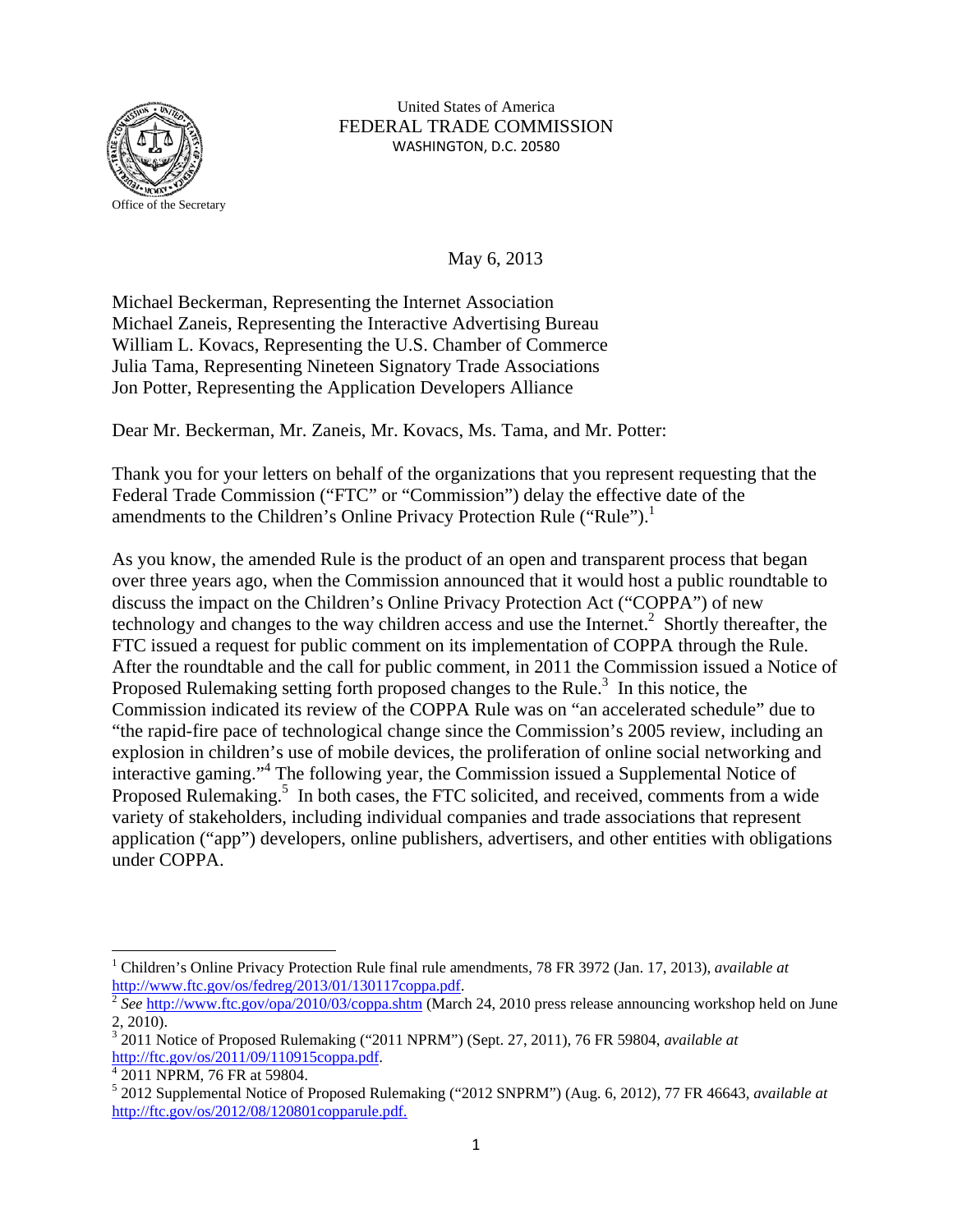United States of America
FEDERAL TRADE COMMISSION
WASHINGTON, D.C. 20580

Office of the Secretary

May 6, 2013

Michael Beckerman, Representing the Internet Association
Michael Zaneis, Representing the Interactive Advertising Bureau
William L. Kovacs, Representing the U.S. Chamber of Commerce
Julia Tama, Representing Nineteen Signatory Trade Associations
Jon Potter, Representing the Application Developers Alliance

Dear Mr. Beckerman, Mr. Zaneis, Mr. Kovacs, Ms. Tama, and Mr. Potter:

Thank you for your letters on behalf of the organizations that you represent requesting that the Federal Trade Commission ("FTC" or "Commission") delay the effective date of the amendments to the Children's Online Privacy Protection Rule ("Rule").[1]

As you know, the amended Rule is the product of an open and transparent process that began over three years ago, when the Commission announced that it would host a public roundtable to discuss the impact on the Children's Online Privacy Protection Act ("COPPA") of new technology and changes to the way children access and use the Internet.[2] Shortly thereafter, the FTC issued a request for public comment on its implementation of COPPA through the Rule. After the roundtable and the call for public comment, in 2011 the Commission issued a Notice of Proposed Rulemaking setting forth proposed changes to the Rule.[3] In this notice, the Commission indicated its review of the COPPA Rule was on "an accelerated schedule" due to "the rapid-fire pace of technological change since the Commission's 2005 review, including an explosion in children's use of mobile devices, the proliferation of online social networking and interactive gaming."[4] The following year, the Commission issued a Supplemental Notice of Proposed Rulemaking.[5] In both cases, the FTC solicited, and received, comments from a wide variety of stakeholders, including individual companies and trade associations that represent application ("app") developers, online publishers, advertisers, and other entities with obligations under COPPA.

---

[1] Children's Online Privacy Protection Rule final rule amendments, 78 FR 3972 (Jan. 17, 2013), *available at* http://www.ftc.gov/os/fedreg/2013/01/130117coppa.pdf.

[2] *See* http://www.ftc.gov/opa/2010/03/coppa.shtm (March 24, 2010 press release announcing workshop held on June 2, 2010).

[3] 2011 Notice of Proposed Rulemaking ("2011 NPRM") (Sept. 27, 2011), 76 FR 59804, *available at* http://ftc.gov/os/2011/09/110915coppa.pdf.

[4] 2011 NPRM, 76 FR at 59804.

[5] 2012 Supplemental Notice of Proposed Rulemaking ("2012 SNPRM") (Aug. 6, 2012), 77 FR 46643, *available at* http://ftc.gov/os/2012/08/120801copparule.pdf.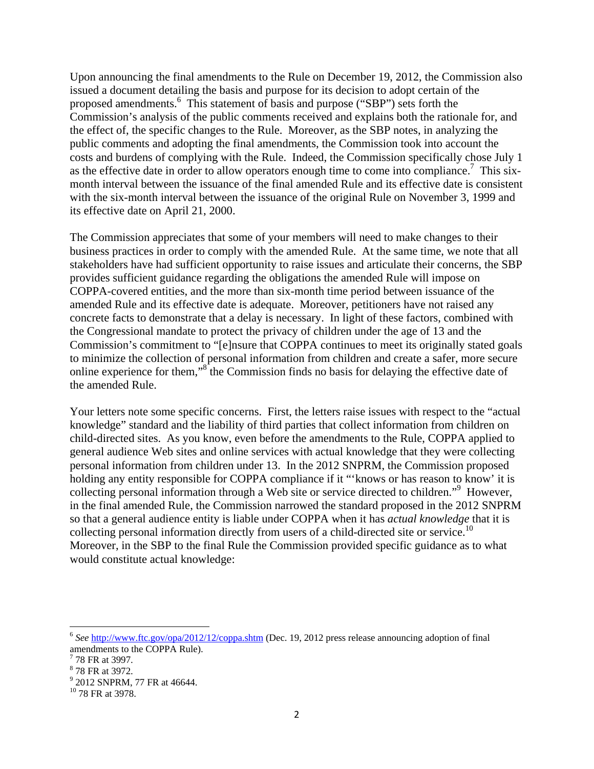Upon announcing the final amendments to the Rule on December 19, 2012, the Commission also issued a document detailing the basis and purpose for its decision to adopt certain of the proposed amendments.[6] This statement of basis and purpose ("SBP") sets forth the Commission's analysis of the public comments received and explains both the rationale for, and the effect of, the specific changes to the Rule. Moreover, as the SBP notes, in analyzing the public comments and adopting the final amendments, the Commission took into account the costs and burdens of complying with the Rule. Indeed, the Commission specifically chose July 1 as the effective date in order to allow operators enough time to come into compliance.[7] This six-month interval between the issuance of the final amended Rule and its effective date is consistent with the six-month interval between the issuance of the original Rule on November 3, 1999 and its effective date on April 21, 2000.

The Commission appreciates that some of your members will need to make changes to their business practices in order to comply with the amended Rule. At the same time, we note that all stakeholders have had sufficient opportunity to raise issues and articulate their concerns, the SBP provides sufficient guidance regarding the obligations the amended Rule will impose on COPPA-covered entities, and the more than six-month time period between issuance of the amended Rule and its effective date is adequate. Moreover, petitioners have not raised any concrete facts to demonstrate that a delay is necessary. In light of these factors, combined with the Congressional mandate to protect the privacy of children under the age of 13 and the Commission's commitment to "[e]nsure that COPPA continues to meet its originally stated goals to minimize the collection of personal information from children and create a safer, more secure online experience for them,"[8] the Commission finds no basis for delaying the effective date of the amended Rule.

Your letters note some specific concerns. First, the letters raise issues with respect to the "actual knowledge" standard and the liability of third parties that collect information from children on child-directed sites. As you know, even before the amendments to the Rule, COPPA applied to general audience Web sites and online services with actual knowledge that they were collecting personal information from children under 13. In the 2012 SNPRM, the Commission proposed holding any entity responsible for COPPA compliance if it "'knows or has reason to know' it is collecting personal information through a Web site or service directed to children."[9] However, in the final amended Rule, the Commission narrowed the standard proposed in the 2012 SNPRM so that a general audience entity is liable under COPPA when it has *actual knowledge* that it is collecting personal information directly from users of a child-directed site or service.[10] Moreover, in the SBP to the final Rule the Commission provided specific guidance as to what would constitute actual knowledge:

---

[6] *See* http://www.ftc.gov/opa/2012/12/coppa.shtm (Dec. 19, 2012 press release announcing adoption of final amendments to the COPPA Rule).

[7] 78 FR at 3997.

[8] 78 FR at 3972.

[9] 2012 SNPRM, 77 FR at 46644.

[10] 78 FR at 3978.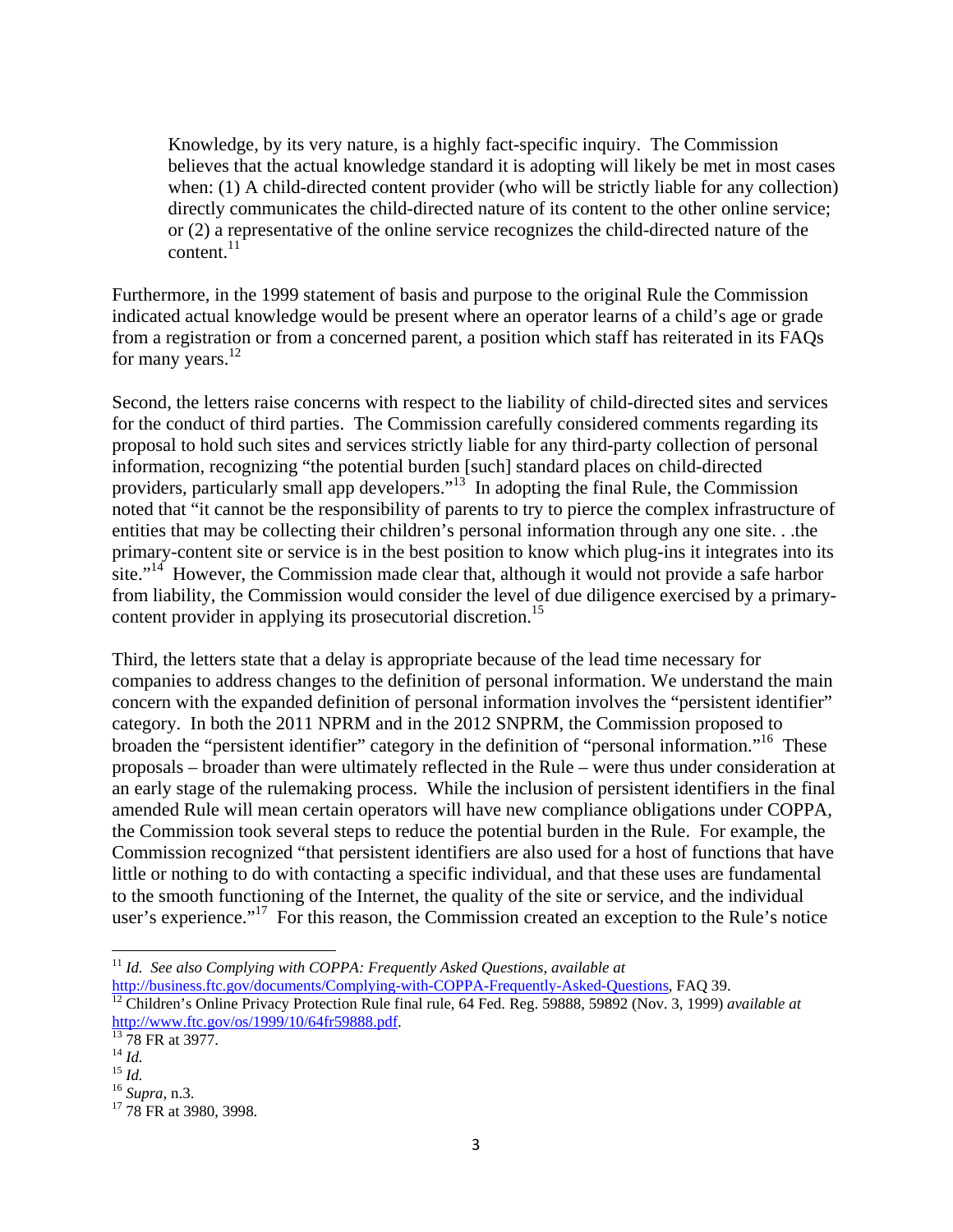> Knowledge, by its very nature, is a highly fact-specific inquiry. The Commission believes that the actual knowledge standard it is adopting will likely be met in most cases when: (1) A child-directed content provider (who will be strictly liable for any collection) directly communicates the child-directed nature of its content to the other online service; or (2) a representative of the online service recognizes the child-directed nature of the content.[11]

Furthermore, in the 1999 statement of basis and purpose to the original Rule the Commission indicated actual knowledge would be present where an operator learns of a child's age or grade from a registration or from a concerned parent, a position which staff has reiterated in its FAQs for many years.[12]

Second, the letters raise concerns with respect to the liability of child-directed sites and services for the conduct of third parties. The Commission carefully considered comments regarding its proposal to hold such sites and services strictly liable for any third-party collection of personal information, recognizing "the potential burden [such] standard places on child-directed providers, particularly small app developers."[13] In adopting the final Rule, the Commission noted that "it cannot be the responsibility of parents to try to pierce the complex infrastructure of entities that may be collecting their children's personal information through any one site. . .the primary-content site or service is in the best position to know which plug-ins it integrates into its site."[14] However, the Commission made clear that, although it would not provide a safe harbor from liability, the Commission would consider the level of due diligence exercised by a primary-content provider in applying its prosecutorial discretion.[15]

Third, the letters state that a delay is appropriate because of the lead time necessary for companies to address changes to the definition of personal information. We understand the main concern with the expanded definition of personal information involves the "persistent identifier" category. In both the 2011 NPRM and in the 2012 SNPRM, the Commission proposed to broaden the "persistent identifier" category in the definition of "personal information."[16] These proposals – broader than were ultimately reflected in the Rule – were thus under consideration at an early stage of the rulemaking process. While the inclusion of persistent identifiers in the final amended Rule will mean certain operators will have new compliance obligations under COPPA, the Commission took several steps to reduce the potential burden in the Rule. For example, the Commission recognized "that persistent identifiers are also used for a host of functions that have little or nothing to do with contacting a specific individual, and that these uses are fundamental to the smooth functioning of the Internet, the quality of the site or service, and the individual user's experience."[17] For this reason, the Commission created an exception to the Rule's notice

---

[11] *Id. See also Complying with COPPA: Frequently Asked Questions*, *available at* http://business.ftc.gov/documents/Complying-with-COPPA-Frequently-Asked-Questions, FAQ 39.

[12] Children's Online Privacy Protection Rule final rule, 64 Fed. Reg. 59888, 59892 (Nov. 3, 1999) *available at* http://www.ftc.gov/os/1999/10/64fr59888.pdf.

[13] 78 FR at 3977.

[14] *Id.*

[15] *Id.*

[16] *Supra*, n.3.

[17] 78 FR at 3980, 3998.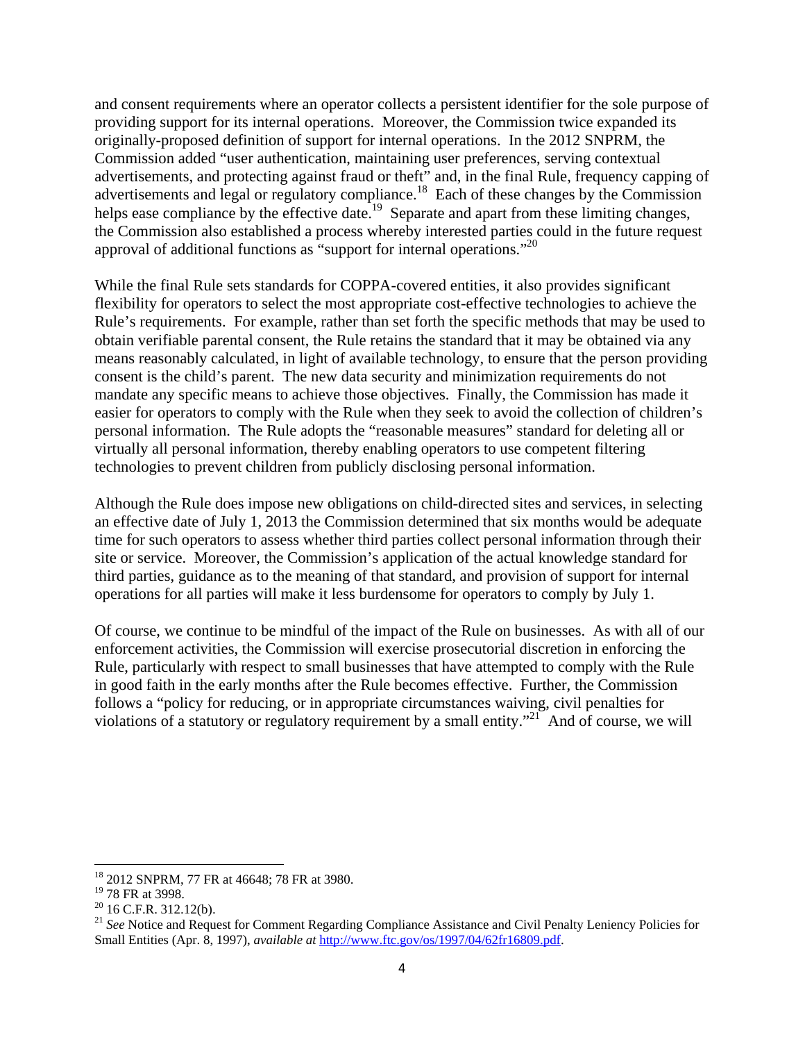and consent requirements where an operator collects a persistent identifier for the sole purpose of providing support for its internal operations. Moreover, the Commission twice expanded its originally-proposed definition of support for internal operations. In the 2012 SNPRM, the Commission added "user authentication, maintaining user preferences, serving contextual advertisements, and protecting against fraud or theft" and, in the final Rule, frequency capping of advertisements and legal or regulatory compliance.[18] Each of these changes by the Commission helps ease compliance by the effective date.[19] Separate and apart from these limiting changes, the Commission also established a process whereby interested parties could in the future request approval of additional functions as "support for internal operations."[20]

While the final Rule sets standards for COPPA-covered entities, it also provides significant flexibility for operators to select the most appropriate cost-effective technologies to achieve the Rule's requirements. For example, rather than set forth the specific methods that may be used to obtain verifiable parental consent, the Rule retains the standard that it may be obtained via any means reasonably calculated, in light of available technology, to ensure that the person providing consent is the child's parent. The new data security and minimization requirements do not mandate any specific means to achieve those objectives. Finally, the Commission has made it easier for operators to comply with the Rule when they seek to avoid the collection of children's personal information. The Rule adopts the "reasonable measures" standard for deleting all or virtually all personal information, thereby enabling operators to use competent filtering technologies to prevent children from publicly disclosing personal information.

Although the Rule does impose new obligations on child-directed sites and services, in selecting an effective date of July 1, 2013 the Commission determined that six months would be adequate time for such operators to assess whether third parties collect personal information through their site or service. Moreover, the Commission's application of the actual knowledge standard for third parties, guidance as to the meaning of that standard, and provision of support for internal operations for all parties will make it less burdensome for operators to comply by July 1.

Of course, we continue to be mindful of the impact of the Rule on businesses. As with all of our enforcement activities, the Commission will exercise prosecutorial discretion in enforcing the Rule, particularly with respect to small businesses that have attempted to comply with the Rule in good faith in the early months after the Rule becomes effective. Further, the Commission follows a "policy for reducing, or in appropriate circumstances waiving, civil penalties for violations of a statutory or regulatory requirement by a small entity."[21] And of course, we will

---

[18] 2012 SNPRM, 77 FR at 46648; 78 FR at 3980.

[19] 78 FR at 3998.

[20] 16 C.F.R. 312.12(b).

[21] *See* Notice and Request for Comment Regarding Compliance Assistance and Civil Penalty Leniency Policies for Small Entities (Apr. 8, 1997), *available at* http://www.ftc.gov/os/1997/04/62fr16809.pdf.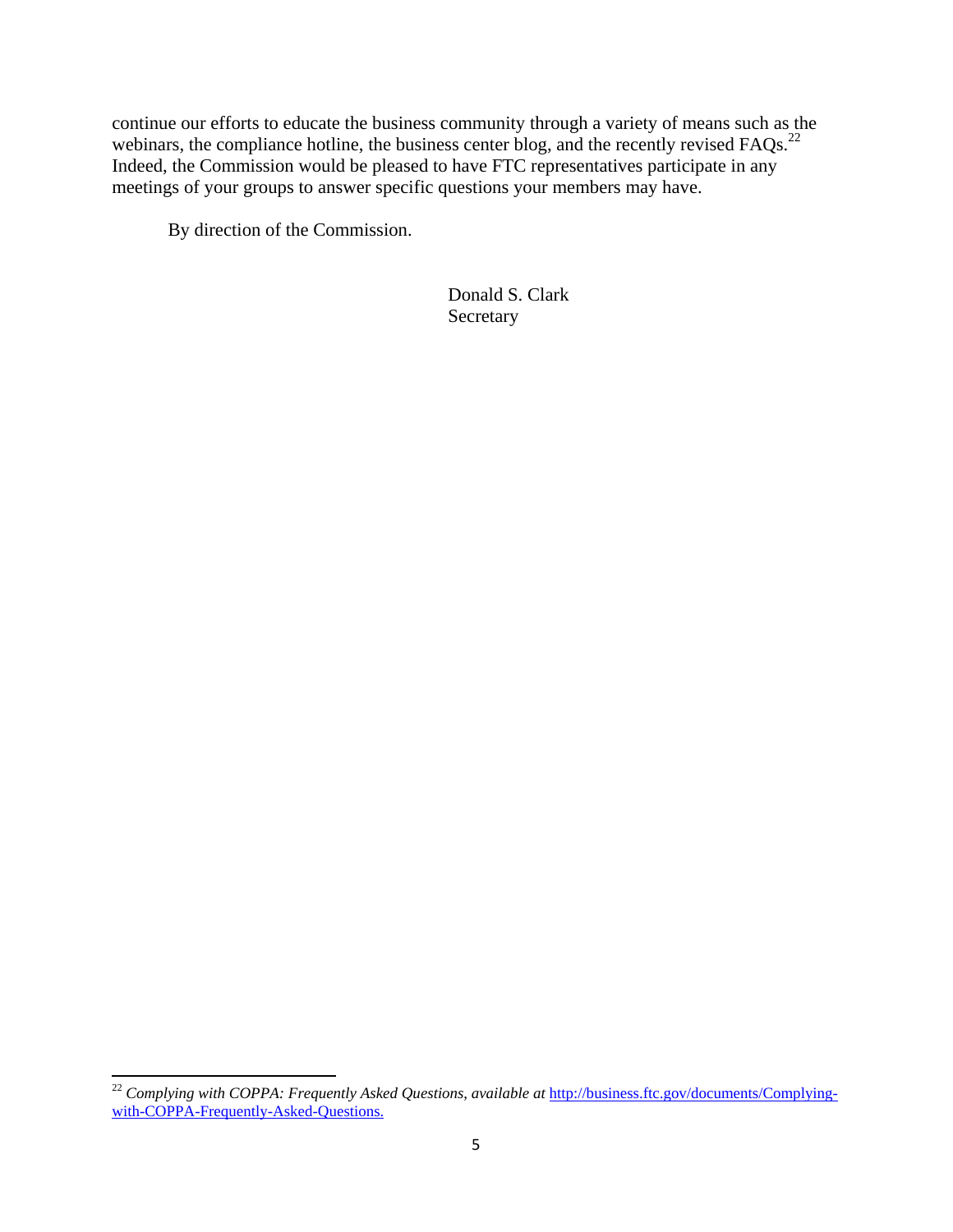continue our efforts to educate the business community through a variety of means such as the webinars, the compliance hotline, the business center blog, and the recently revised FAQs.[22] Indeed, the Commission would be pleased to have FTC representatives participate in any meetings of your groups to answer specific questions your members may have.

By direction of the Commission.

Donald S. Clark
Secretary

---

[22] *Complying with COPPA: Frequently Asked Questions*, *available at* http://business.ftc.gov/documents/Complying-with-COPPA-Frequently-Asked-Questions.